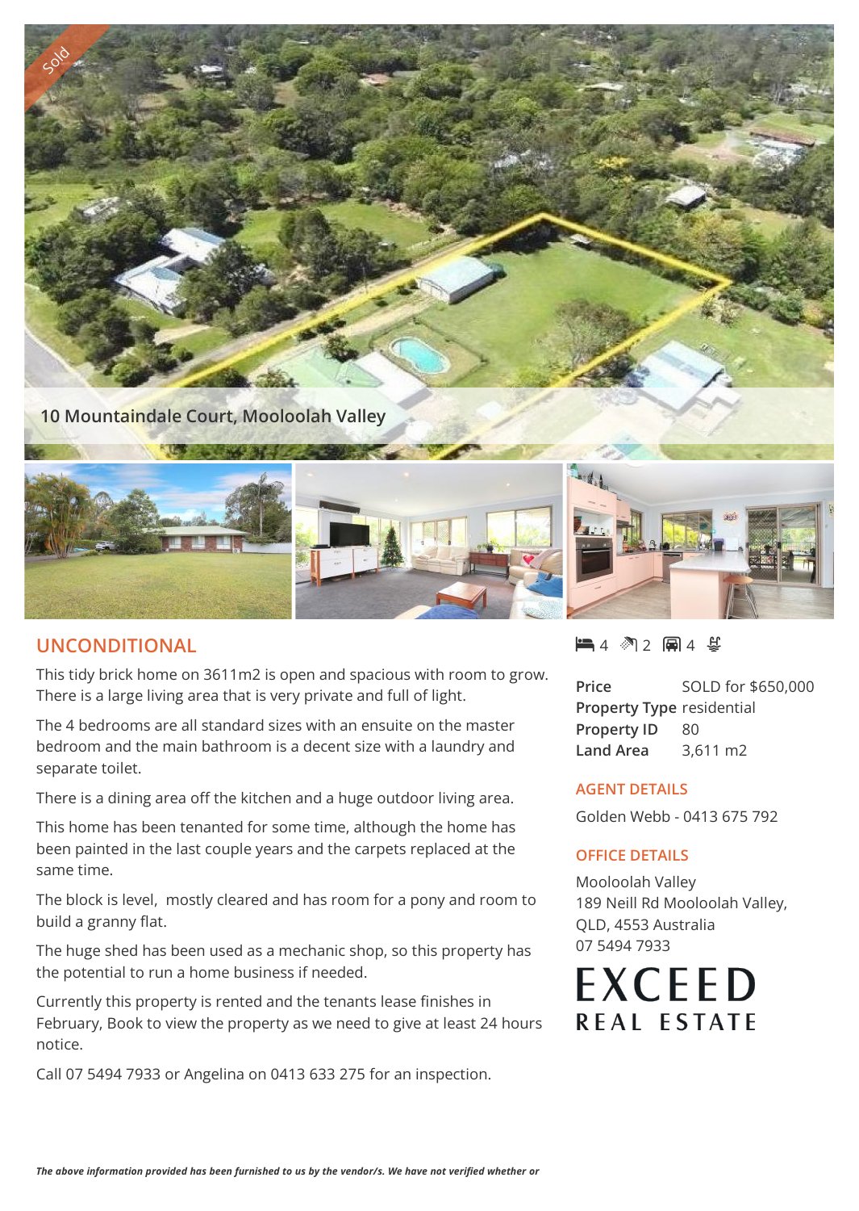Sold

10 Mountaindale Court, Mooloolah Valley

## UNCONDITIONAL

This tidy brick home on 3611m2 is open and spacious with room to grow. There is a large living area that is very private and full of light.

The 4 bedrooms are all standard sizes with an ensuite on the master bedroom and the main bathroom is a decent size with a laundry and separate toilet.

There is a dining area off the kitchen and a huge outdoor living area.

This home has been tenanted for some time, although the home has been painted in the last couple years and the carpets replaced at the same time.

The block is level, mostly cleared and has room for a pony and room to build a granny flat.

The huge shed has been used as a mechanic shop, so this property has the potential to run a home business if needed.

Currently this property is rented and the tenants lease finishes in February, Book to view the property as we need to give at least 24 hours notice.

Call 07 5494 7933 or Angelina on 0413 633 275 for an inspection.

4 2 4

| | |
|---|---|
| **Price** | SOLD for $650,000 |
| **Property Type** | residential |
| **Property ID** | 80 |
| **Land Area** | 3,611 m2 |

### AGENT DETAILS

Golden Webb - 0413 675 792

### OFFICE DETAILS

Mooloolah Valley
189 Neill Rd Mooloolah Valley, QLD, 4553 Australia
07 5494 7933

EXCEED REAL ESTATE

***The above information provided has been furnished to us by the vendor/s. We have not verified whether or***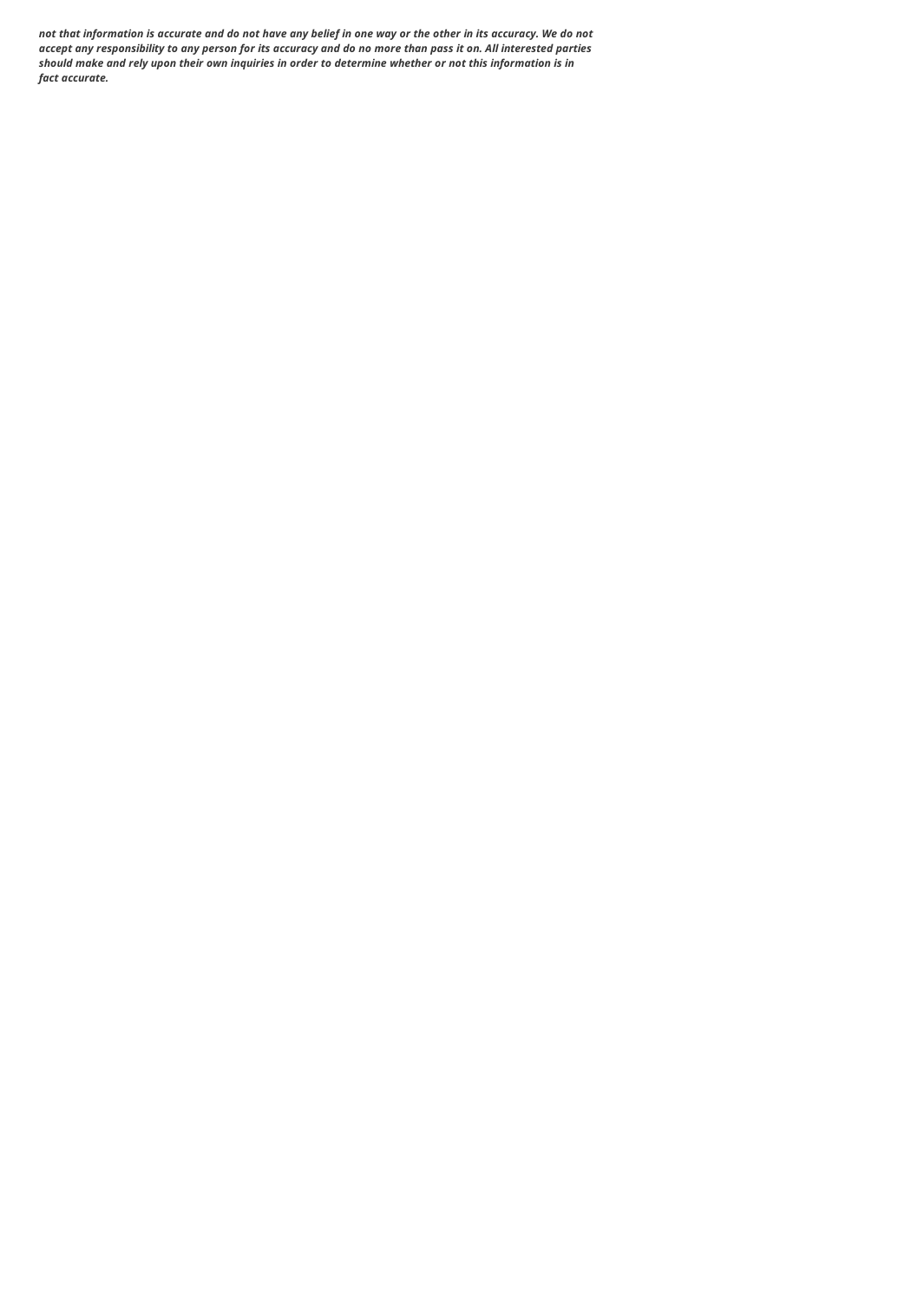*not that information is accurate and do not have any belief in one way or the other in its accuracy. We do not accept any responsibility to any person for its accuracy and do no more than pass it on. All interested parties should make and rely upon their own inquiries in order to determine whether or not this information is in fact accurate.*